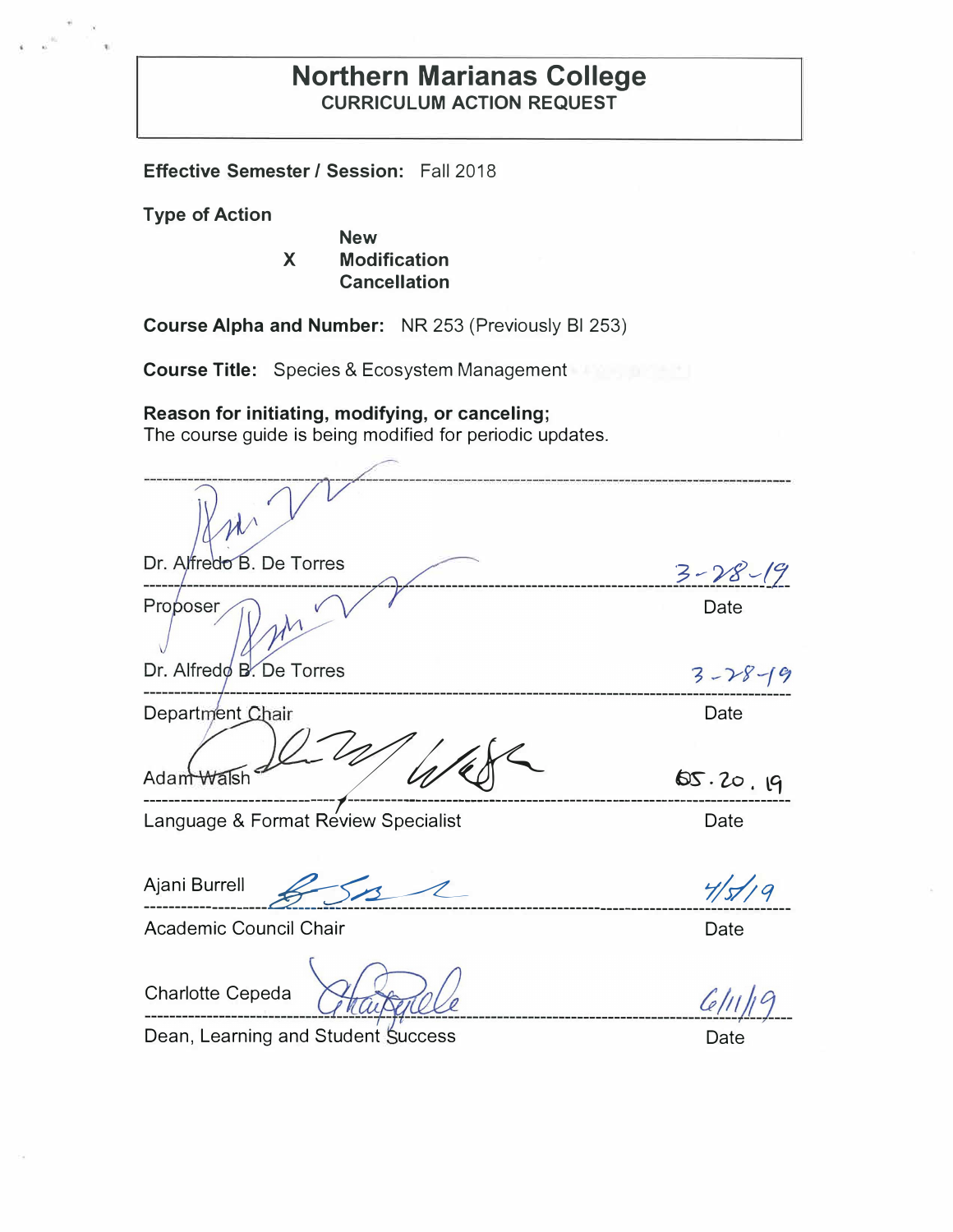# Northern Marianas College

## CURRICULUM ACTION REQUEST

**Effective Semester / Session:** Fall 2018

**Type of Action**

- New
- X Modification
- Cancellation

**Course Alpha and Number:** NR 253 (Previously BI 253)

**Course Title:** Species & Ecosystem Management

**Reason for initiating, modifying, or canceling;**
The course guide is being modified for periodic updates.

---

Dr. Alfredo B. De Torres — 3-28-19
Proposer — Date

Dr. Alfredo B. De Torres — 3-28-19
Department Chair — Date

Adam Walsh — 05.20.19
Language & Format Review Specialist — Date

Ajani Burrell — 4/5/19
Academic Council Chair — Date

Charlotte Cepeda — 6/11/19
Dean, Learning and Student Success — Date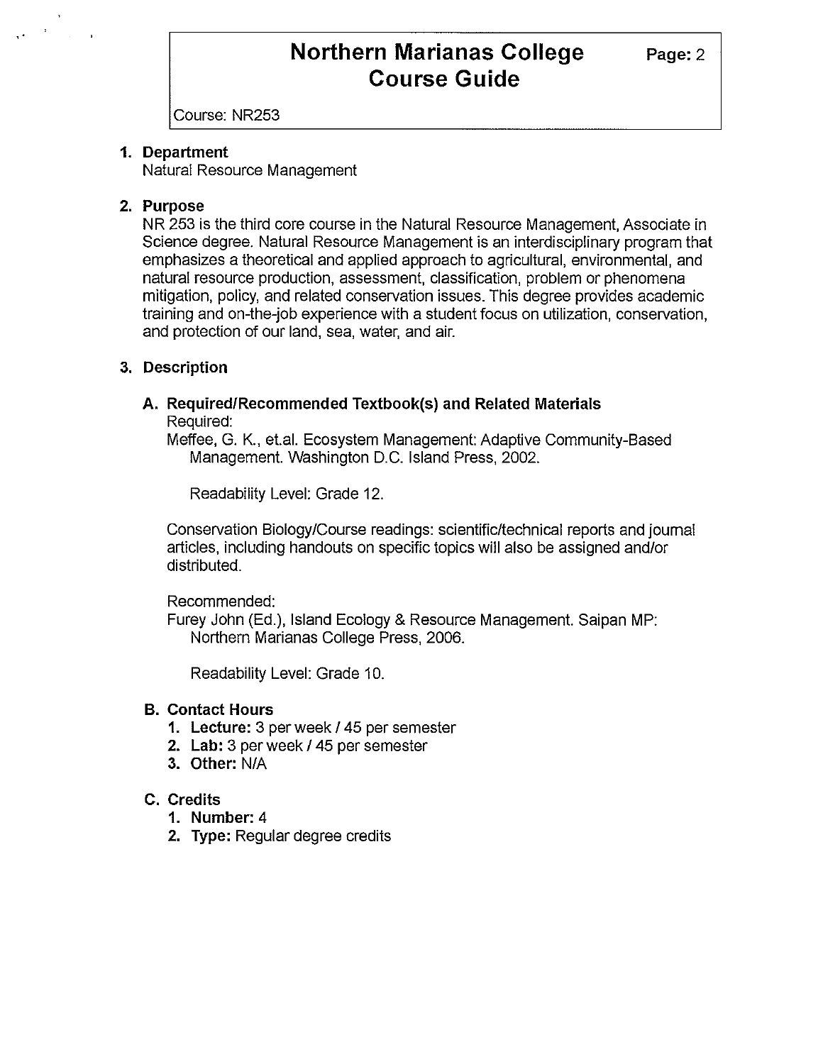# Northern Marianas College Course Guide

Course: NR253

1. **Department**
   Natural Resource Management

2. **Purpose**
   NR 253 is the third core course in the Natural Resource Management, Associate in Science degree. Natural Resource Management is an interdisciplinary program that emphasizes a theoretical and applied approach to agricultural, environmental, and natural resource production, assessment, classification, problem or phenomena mitigation, policy, and related conservation issues. This degree provides academic training and on-the-job experience with a student focus on utilization, conservation, and protection of our land, sea, water, and air.

3. **Description**

   **A. Required/Recommended Textbook(s) and Related Materials**

   Required:
   Meffee, G. K., et.al. Ecosystem Management: Adaptive Community-Based Management. Washington D.C. Island Press, 2002.

   Readability Level: Grade 12.

   Conservation Biology/Course readings: scientific/technical reports and journal articles, including handouts on specific topics will also be assigned and/or distributed.

   Recommended:
   Furey John (Ed.), Island Ecology & Resource Management. Saipan MP: Northern Marianas College Press, 2006.

   Readability Level: Grade 10.

   **B. Contact Hours**
   1. **Lecture:** 3 per week / 45 per semester
   2. **Lab:** 3 per week / 45 per semester
   3. **Other:** N/A

   **C. Credits**
   1. **Number:** 4
   2. **Type:** Regular degree credits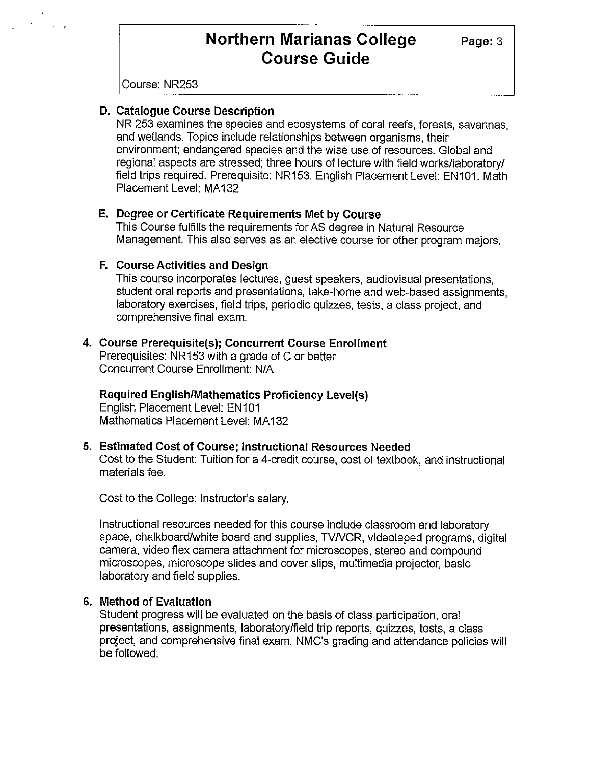D. **Catalogue Course Description**

NR 253 examines the species and ecosystems of coral reefs, forests, savannas, and wetlands. Topics include relationships between organisms, their environment; endangered species and the wise use of resources. Global and regional aspects are stressed; three hours of lecture with field works/laboratory/ field trips required. Prerequisite: NR153. English Placement Level: EN101. Math Placement Level: MA132

E. **Degree or Certificate Requirements Met by Course**

This Course fulfills the requirements for AS degree in Natural Resource Management. This also serves as an elective course for other program majors.

F. **Course Activities and Design**

This course incorporates lectures, guest speakers, audiovisual presentations, student oral reports and presentations, take-home and web-based assignments, laboratory exercises, field trips, periodic quizzes, tests, a class project, and comprehensive final exam.

## 4. Course Prerequisite(s); Concurrent Course Enrollment

Prerequisites: NR153 with a grade of C or better
Concurrent Course Enrollment: N/A

**Required English/Mathematics Proficiency Level(s)**

English Placement Level: EN101
Mathematics Placement Level: MA132

## 5. Estimated Cost of Course; Instructional Resources Needed

Cost to the Student: Tuition for a 4-credit course, cost of textbook, and instructional materials fee.

Cost to the College: Instructor's salary.

Instructional resources needed for this course include classroom and laboratory space, chalkboard/white board and supplies, TV/VCR, videotaped programs, digital camera, video flex camera attachment for microscopes, stereo and compound microscopes, microscope slides and cover slips, multimedia projector, basic laboratory and field supplies.

## 6. Method of Evaluation

Student progress will be evaluated on the basis of class participation, oral presentations, assignments, laboratory/field trip reports, quizzes, tests, a class project, and comprehensive final exam. NMC's grading and attendance policies will be followed.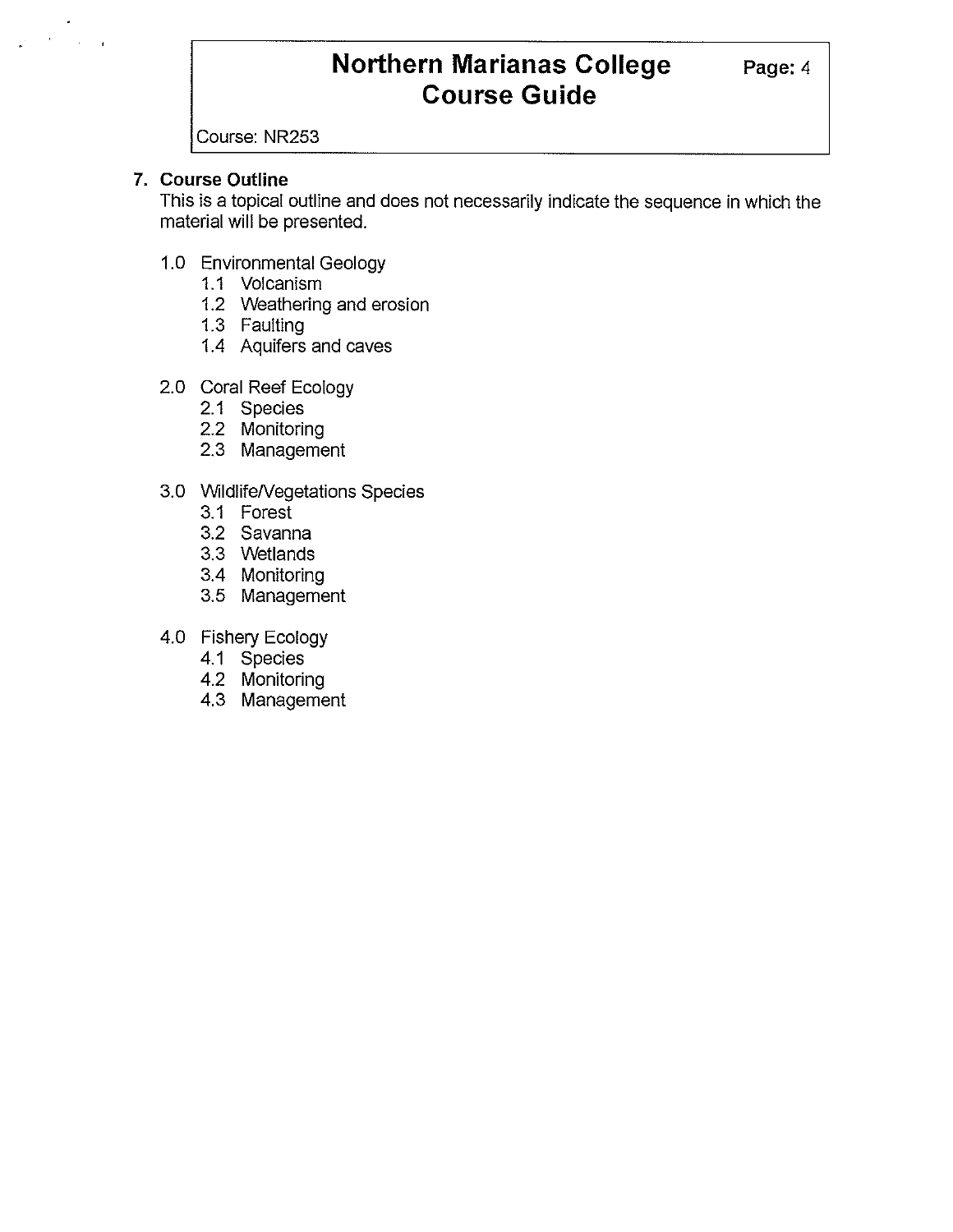## 7. Course Outline

This is a topical outline and does not necessarily indicate the sequence in which the material will be presented.

- 1.0 Environmental Geology
  - 1.1 Volcanism
  - 1.2 Weathering and erosion
  - 1.3 Faulting
  - 1.4 Aquifers and caves
- 2.0 Coral Reef Ecology
  - 2.1 Species
  - 2.2 Monitoring
  - 2.3 Management
- 3.0 Wildlife/Vegetations Species
  - 3.1 Forest
  - 3.2 Savanna
  - 3.3 Wetlands
  - 3.4 Monitoring
  - 3.5 Management
- 4.0 Fishery Ecology
  - 4.1 Species
  - 4.2 Monitoring
  - 4.3 Management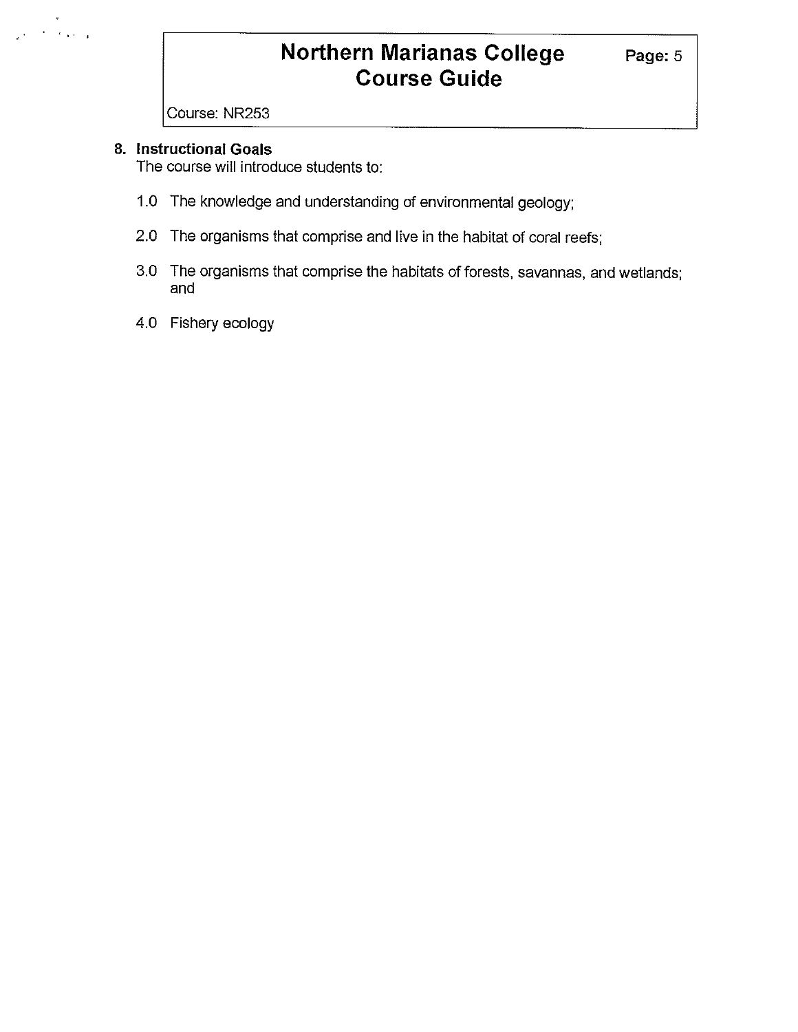## 8. Instructional Goals

The course will introduce students to:

1.0 The knowledge and understanding of environmental geology;

2.0 The organisms that comprise and live in the habitat of coral reefs;

3.0 The organisms that comprise the habitats of forests, savannas, and wetlands; and

4.0 Fishery ecology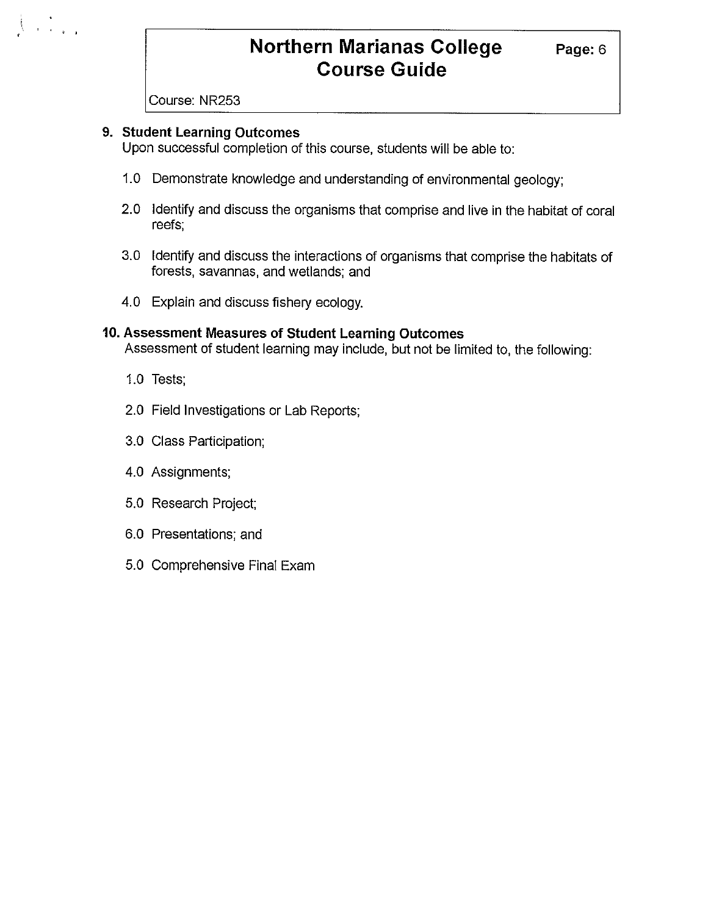Course: NR253

## 9. Student Learning Outcomes

Upon successful completion of this course, students will be able to:

1.0 Demonstrate knowledge and understanding of environmental geology;

2.0 Identify and discuss the organisms that comprise and live in the habitat of coral reefs;

3.0 Identify and discuss the interactions of organisms that comprise the habitats of forests, savannas, and wetlands; and

4.0 Explain and discuss fishery ecology.

## 10. Assessment Measures of Student Learning Outcomes

Assessment of student learning may include, but not be limited to, the following:

1.0 Tests;

2.0 Field Investigations or Lab Reports;

3.0 Class Participation;

4.0 Assignments;

5.0 Research Project;

6.0 Presentations; and

5.0 Comprehensive Final Exam